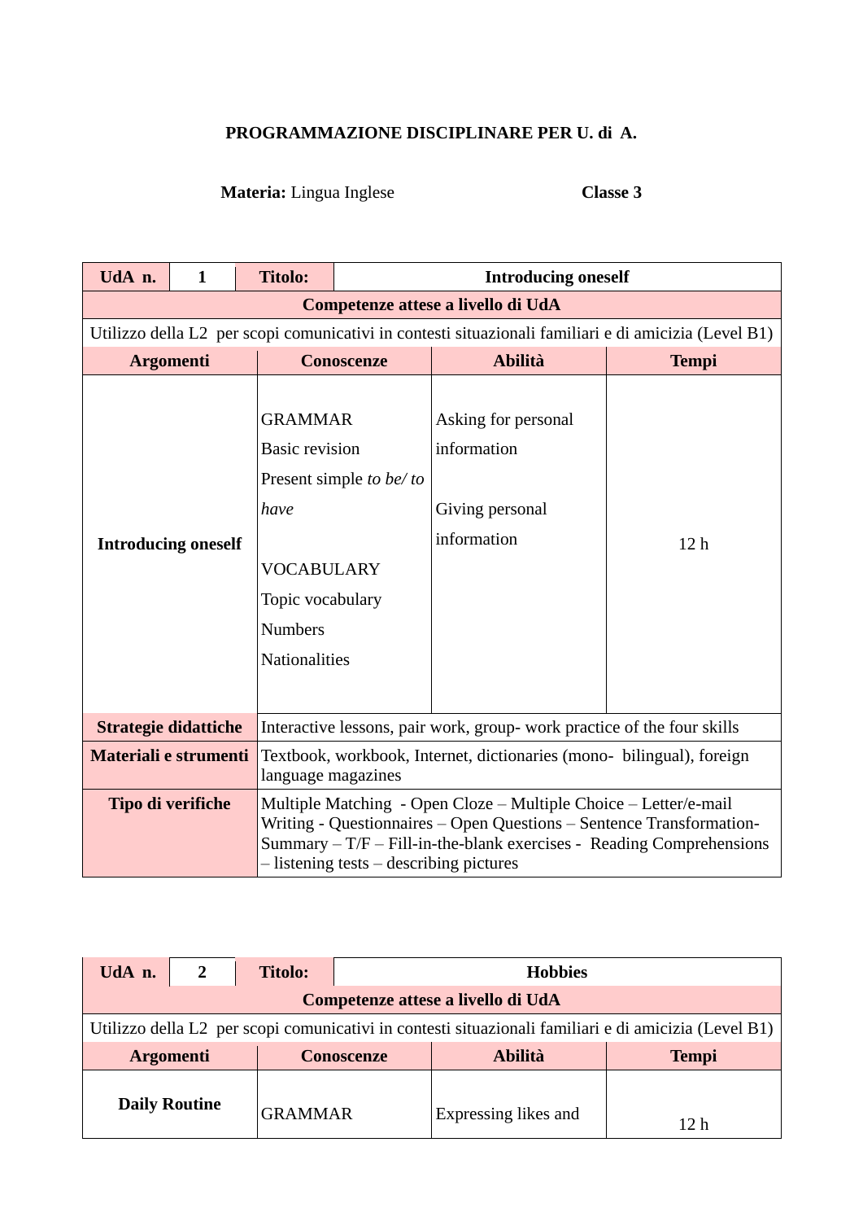**PROGRAMMAZIONE DISCIPLINARE PER U. di A.**

**Materia:** Lingua Inglese **Classe 3**

| **UdA n.** | **1** | **Titolo:** | **Introducing oneself** |
|---|---|---|---|
| **Competenze attese a livello di UdA** | | | |
| Utilizzo della L2 per scopi comunicativi in contesti situazionali familiari e di amicizia (Level B1) | | | |
| **Argomenti** | **Conoscenze** | **Abilità** | **Tempi** |
| **Introducing oneself** | GRAMMAR<br>Basic revision<br>Present simple *to be/ to have*<br><br>VOCABULARY<br>Topic vocabulary<br>Numbers<br>Nationalities | Asking for personal information<br><br>Giving personal information | 12 h |
| **Strategie didattiche** | Interactive lessons, pair work, group- work practice of the four skills | | |
| **Materiali e strumenti** | Textbook, workbook, Internet, dictionaries (mono- bilingual), foreign language magazines | | |
| **Tipo di verifiche** | Multiple Matching - Open Cloze – Multiple Choice – Letter/e-mail Writing - Questionnaires – Open Questions – Sentence Transformation-Summary – T/F – Fill-in-the-blank exercises - Reading Comprehensions – listening tests – describing pictures | | |

| **UdA n.** | **2** | **Titolo:** | **Hobbies** |
|---|---|---|---|
| **Competenze attese a livello di UdA** | | | |
| Utilizzo della L2 per scopi comunicativi in contesti situazionali familiari e di amicizia (Level B1) | | | |
| **Argomenti** | **Conoscenze** | **Abilità** | **Tempi** |
| **Daily Routine** | GRAMMAR | Expressing likes and | 12 h |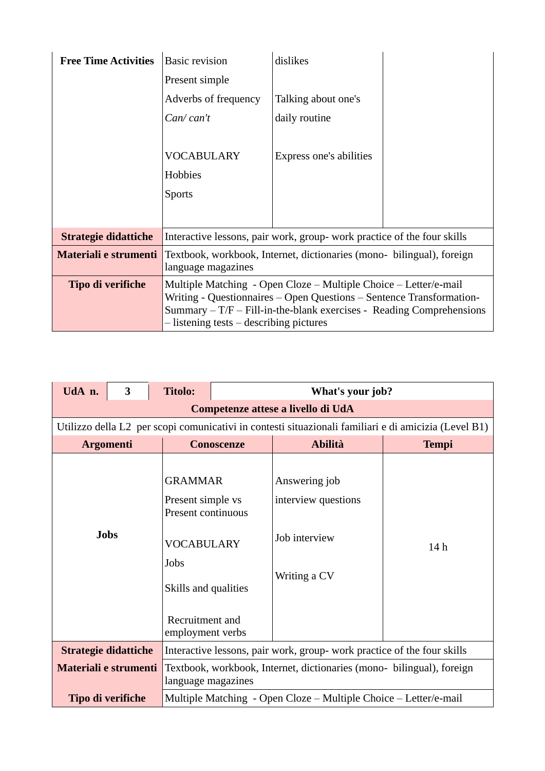| Free Time Activities | Basic revision<br>Present simple<br>Adverbs of frequency<br>*Can/ can't*<br><br>VOCABULARY<br>Hobbies<br>Sports | dislikes<br><br>Talking about one's daily routine<br><br>Express one's abilities | |
|---|---|---|---|
| **Strategie didattiche** | Interactive lessons, pair work, group- work practice of the four skills | | |
| **Materiali e strumenti** | Textbook, workbook, Internet, dictionaries (mono- bilingual), foreign language magazines | | |
| **Tipo di verifiche** | Multiple Matching - Open Cloze – Multiple Choice – Letter/e-mail Writing - Questionnaires – Open Questions – Sentence Transformation- Summary – T/F – Fill-in-the-blank exercises - Reading Comprehensions – listening tests – describing pictures | | |

| **UdA n.** | **3** | **Titolo:** | **What's your job?** |
|---|---|---|---|
| **Competenze attese a livello di UdA** | | | |
| Utilizzo della L2 per scopi comunicativi in contesti situazionali familiari e di amicizia (Level B1) | | | |
| **Argomenti** | **Conoscenze** | **Abilità** | **Tempi** |
| **Jobs** | GRAMMAR<br>Present simple vs Present continuous<br><br>VOCABULARY<br>Jobs<br>Skills and qualities<br>Recruitment and employment verbs | Answering job interview questions<br><br>Job interview<br><br>Writing a CV | 14 h |
| **Strategie didattiche** | Interactive lessons, pair work, group- work practice of the four skills | | |
| **Materiali e strumenti** | Textbook, workbook, Internet, dictionaries (mono- bilingual), foreign language magazines | | |
| **Tipo di verifiche** | Multiple Matching - Open Cloze – Multiple Choice – Letter/e-mail | | |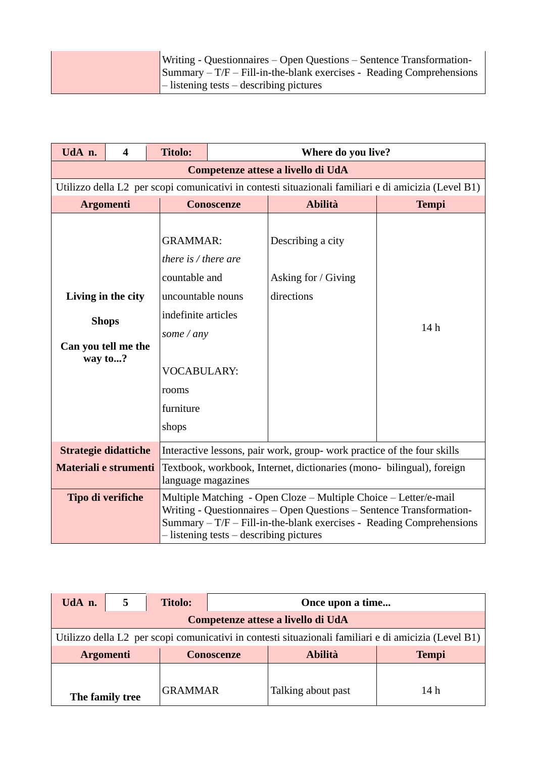| | |
|---|---|
| | Writing - Questionnaires – Open Questions – Sentence Transformation- Summary – T/F – Fill-in-the-blank exercises - Reading Comprehensions – listening tests – describing pictures |

| UdA n. | 4 | Titolo: | Where do you live? |
|---|---|---|---|
| **Competenze attese a livello di UdA** | | | |
| Utilizzo della L2 per scopi comunicativi in contesti situazionali familiari e di amicizia (Level B1) | | | |
| **Argomenti** | **Conoscenze** | **Abilità** | **Tempi** |
| **Living in the city**<br><br>**Shops**<br><br>**Can you tell me the way to...?** | GRAMMAR:<br>*there is / there are*<br>countable and uncountable nouns<br>indefinite articles<br>*some / any*<br><br>VOCABULARY:<br>rooms<br>furniture<br>shops | Describing a city<br><br>Asking for / Giving directions | 14 h |
| **Strategie didattiche** | Interactive lessons, pair work, group- work practice of the four skills | | |
| **Materiali e strumenti** | Textbook, workbook, Internet, dictionaries (mono- bilingual), foreign language magazines | | |
| **Tipo di verifiche** | Multiple Matching - Open Cloze – Multiple Choice – Letter/e-mail Writing - Questionnaires – Open Questions – Sentence Transformation-Summary – T/F – Fill-in-the-blank exercises - Reading Comprehensions – listening tests – describing pictures | | |

| UdA n. | 5 | Titolo: | Once upon a time... |
|---|---|---|---|
| **Competenze attese a livello di UdA** | | | |
| Utilizzo della L2 per scopi comunicativi in contesti situazionali familiari e di amicizia (Level B1) | | | |
| **Argomenti** | **Conoscenze** | **Abilità** | **Tempi** |
| **The family tree** | GRAMMAR | Talking about past | 14 h |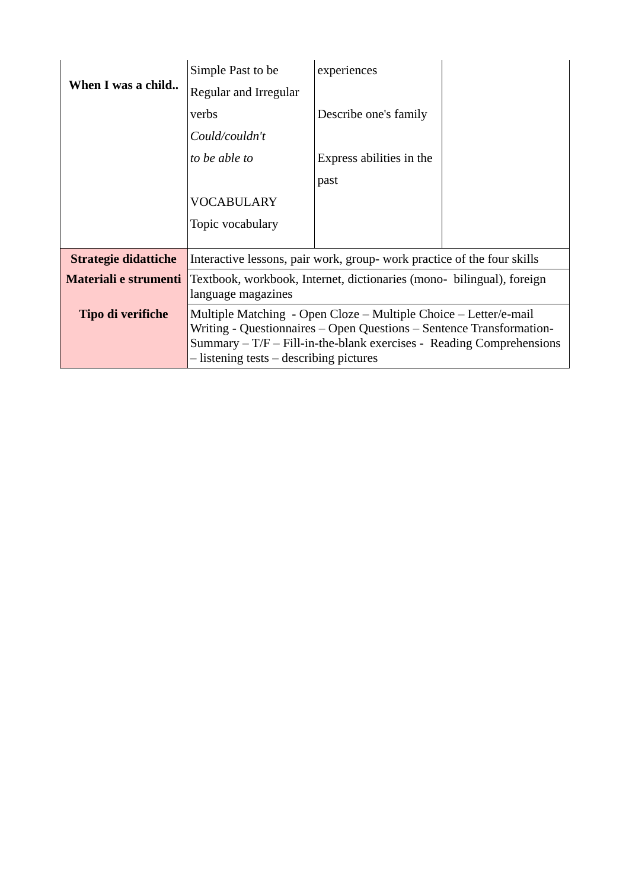| | | | |
|---|---|---|---|
| **When I was a child..** | Simple Past to be<br>Regular and Irregular verbs<br>*Could/couldn't*<br>*to be able to*<br><br>VOCABULARY<br>Topic vocabulary | experiences<br><br>Describe one's family<br><br>Express abilities in the past | |
| **Strategie didattiche** | Interactive lessons, pair work, group- work practice of the four skills | | |
| **Materiali e strumenti** | Textbook, workbook, Internet, dictionaries (mono- bilingual), foreign language magazines | | |
| **Tipo di verifiche** | Multiple Matching - Open Cloze – Multiple Choice – Letter/e-mail Writing - Questionnaires – Open Questions – Sentence Transformation-Summary – T/F – Fill-in-the-blank exercises - Reading Comprehensions – listening tests – describing pictures | | |